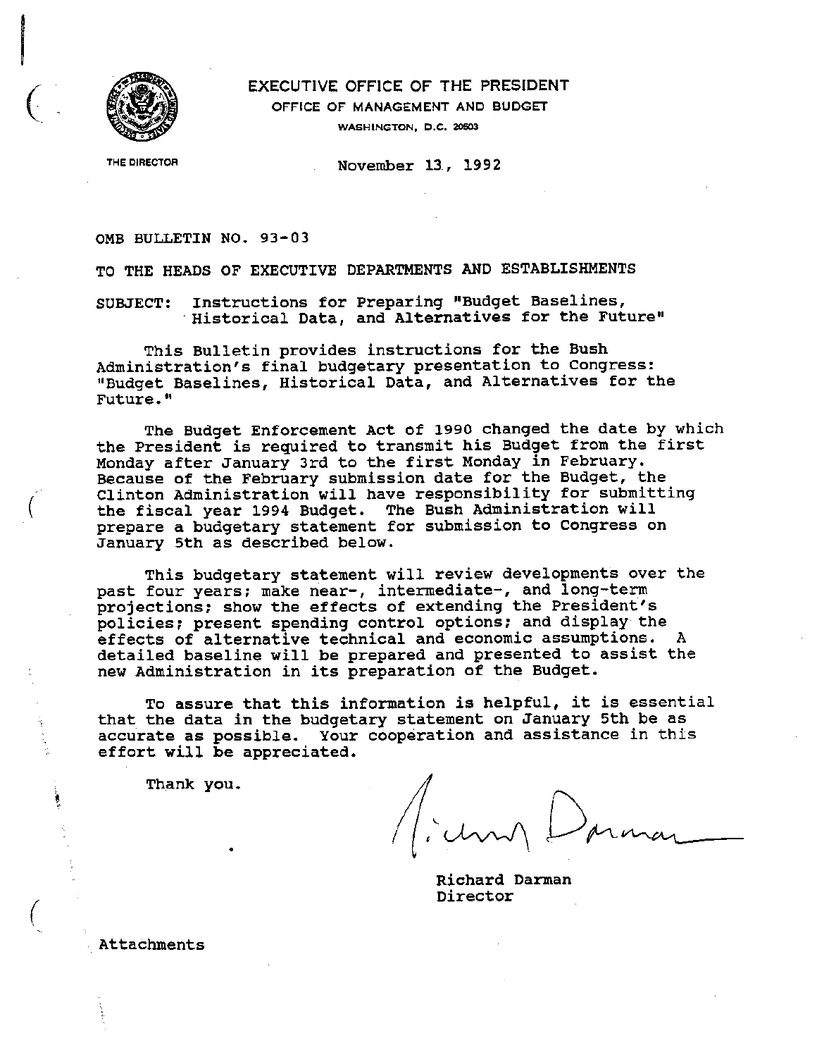EXECUTIVE OFFICE OF THE PRESIDENT

OFFICE OF MANAGEMENT AND BUDGET

WASHINGTON, D.C. 20503

THE DIRECTOR

November 13, 1992

OMB BULLETIN NO. 93-03

TO THE HEADS OF EXECUTIVE DEPARTMENTS AND ESTABLISHMENTS

SUBJECT: Instructions for Preparing "Budget Baselines, Historical Data, and Alternatives for the Future"

This Bulletin provides instructions for the Bush Administration's final budgetary presentation to Congress: "Budget Baselines, Historical Data, and Alternatives for the Future."

The Budget Enforcement Act of 1990 changed the date by which the President is required to transmit his Budget from the first Monday after January 3rd to the first Monday in February. Because of the February submission date for the Budget, the Clinton Administration will have responsibility for submitting the fiscal year 1994 Budget. The Bush Administration will prepare a budgetary statement for submission to Congress on January 5th as described below.

This budgetary statement will review developments over the past four years; make near-, intermediate-, and long-term projections; show the effects of extending the President's policies; present spending control options; and display the effects of alternative technical and economic assumptions. A detailed baseline will be prepared and presented to assist the new Administration in its preparation of the Budget.

To assure that this information is helpful, it is essential that the data in the budgetary statement on January 5th be as accurate as possible. Your cooperation and assistance in this effort will be appreciated.

Thank you.

Richard Darman
Director

Attachments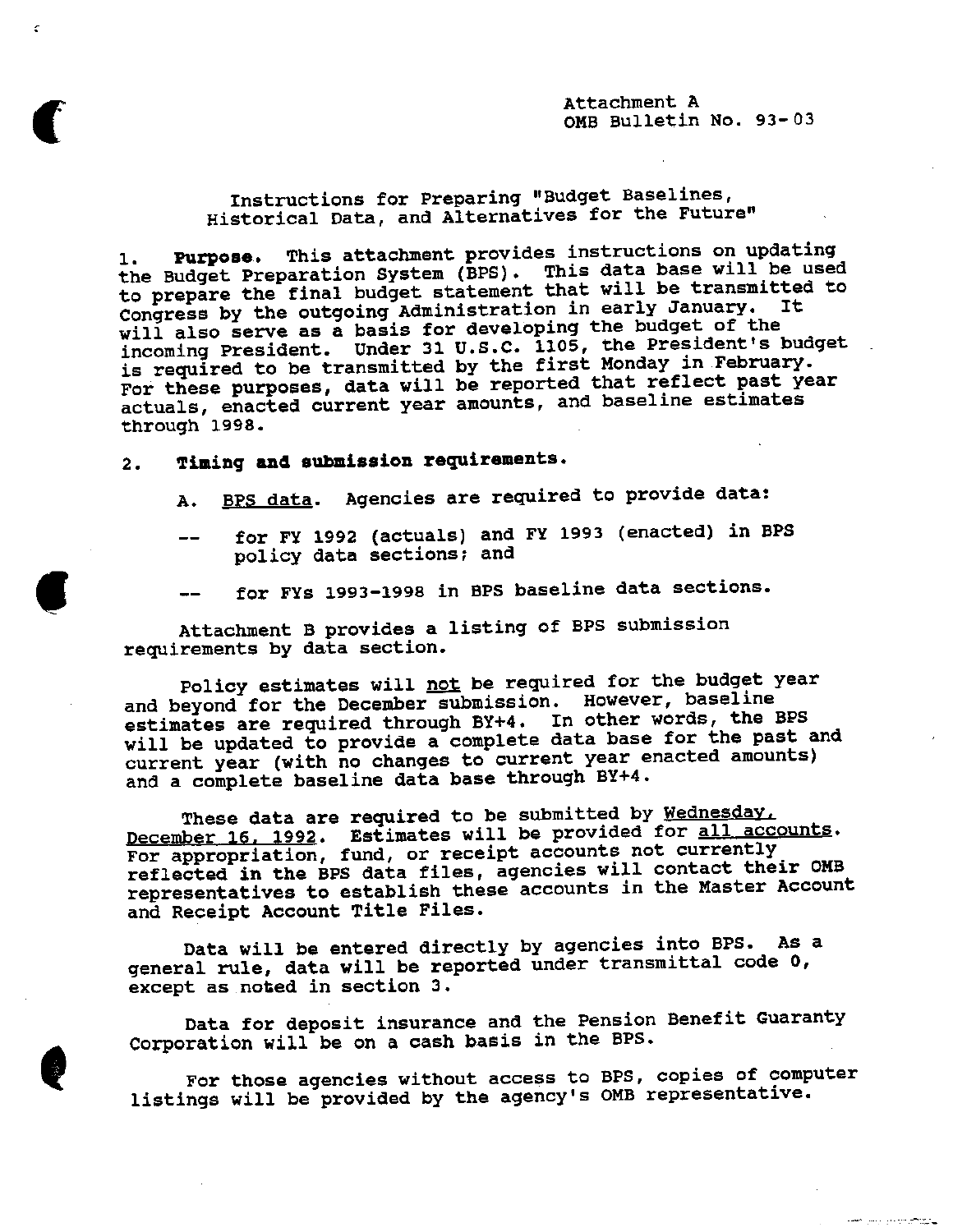Attachment A
OMB Bulletin No. 93-03

Instructions for Preparing "Budget Baselines, Historical Data, and Alternatives for the Future"

1. **Purpose.** This attachment provides instructions on updating the Budget Preparation System (BPS). This data base will be used to prepare the final budget statement that will be transmitted to Congress by the outgoing Administration in early January. It will also serve as a basis for developing the budget of the incoming President. Under 31 U.S.C. 1105, the President's budget is required to be transmitted by the first Monday in February. For these purposes, data will be reported that reflect past year actuals, enacted current year amounts, and baseline estimates through 1998.

2. **Timing and submission requirements.**

A. BPS data. Agencies are required to provide data:

-- for FY 1992 (actuals) and FY 1993 (enacted) in BPS policy data sections; and

-- for FYs 1993-1998 in BPS baseline data sections.

Attachment B provides a listing of BPS submission requirements by data section.

Policy estimates will not be required for the budget year and beyond for the December submission. However, baseline estimates are required through BY+4. In other words, the BPS will be updated to provide a complete data base for the past and current year (with no changes to current year enacted amounts) and a complete baseline data base through BY+4.

These data are required to be submitted by Wednesday, December 16, 1992. Estimates will be provided for all accounts. For appropriation, fund, or receipt accounts not currently reflected in the BPS data files, agencies will contact their OMB representatives to establish these accounts in the Master Account and Receipt Account Title Files.

Data will be entered directly by agencies into BPS. As a general rule, data will be reported under transmittal code 0, except as noted in section 3.

Data for deposit insurance and the Pension Benefit Guaranty Corporation will be on a cash basis in the BPS.

For those agencies without access to BPS, copies of computer listings will be provided by the agency's OMB representative.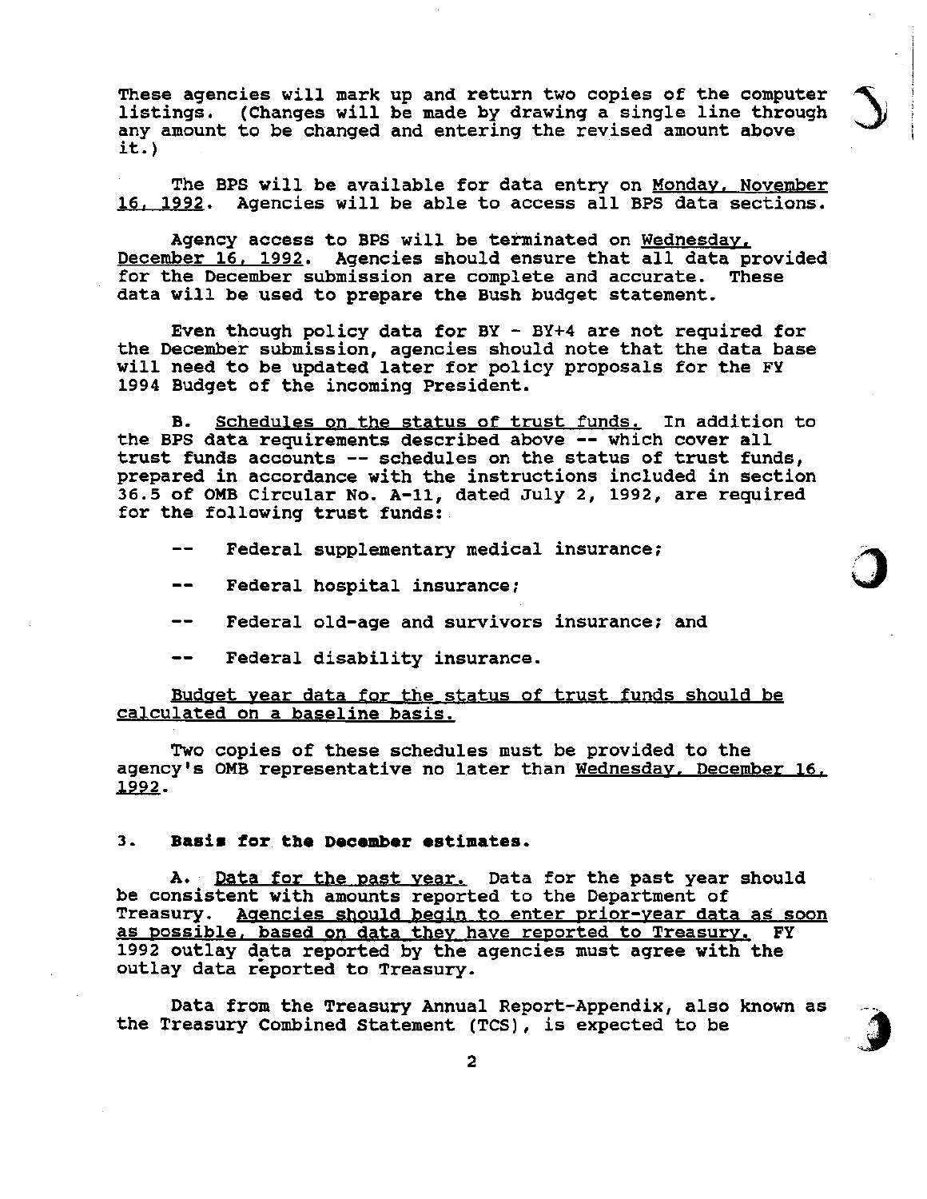These agencies will mark up and return two copies of the computer listings. (Changes will be made by drawing a single line through any amount to be changed and entering the revised amount above it.)

The BPS will be available for data entry on Monday, November 16, 1992. Agencies will be able to access all BPS data sections.

Agency access to BPS will be terminated on Wednesday, December 16, 1992. Agencies should ensure that all data provided for the December submission are complete and accurate. These data will be used to prepare the Bush budget statement.

Even though policy data for BY - BY+4 are not required for the December submission, agencies should note that the data base will need to be updated later for policy proposals for the FY 1994 Budget of the incoming President.

B. Schedules on the status of trust funds. In addition to the BPS data requirements described above -- which cover all trust funds accounts -- schedules on the status of trust funds, prepared in accordance with the instructions included in section 36.5 of OMB Circular No. A-11, dated July 2, 1992, are required for the following trust funds:

-- Federal supplementary medical insurance;

-- Federal hospital insurance;

-- Federal old-age and survivors insurance; and

-- Federal disability insurance.

Budget year data for the status of trust funds should be calculated on a baseline basis.

Two copies of these schedules must be provided to the agency's OMB representative no later than Wednesday, December 16, 1992.

### 3. Basis for the December estimates.

A. Data for the past year. Data for the past year should be consistent with amounts reported to the Department of Treasury. Agencies should begin to enter prior-year data as soon as possible, based on data they have reported to Treasury. FY 1992 outlay data reported by the agencies must agree with the outlay data reported to Treasury.

Data from the Treasury Annual Report-Appendix, also known as the Treasury Combined Statement (TCS), is expected to be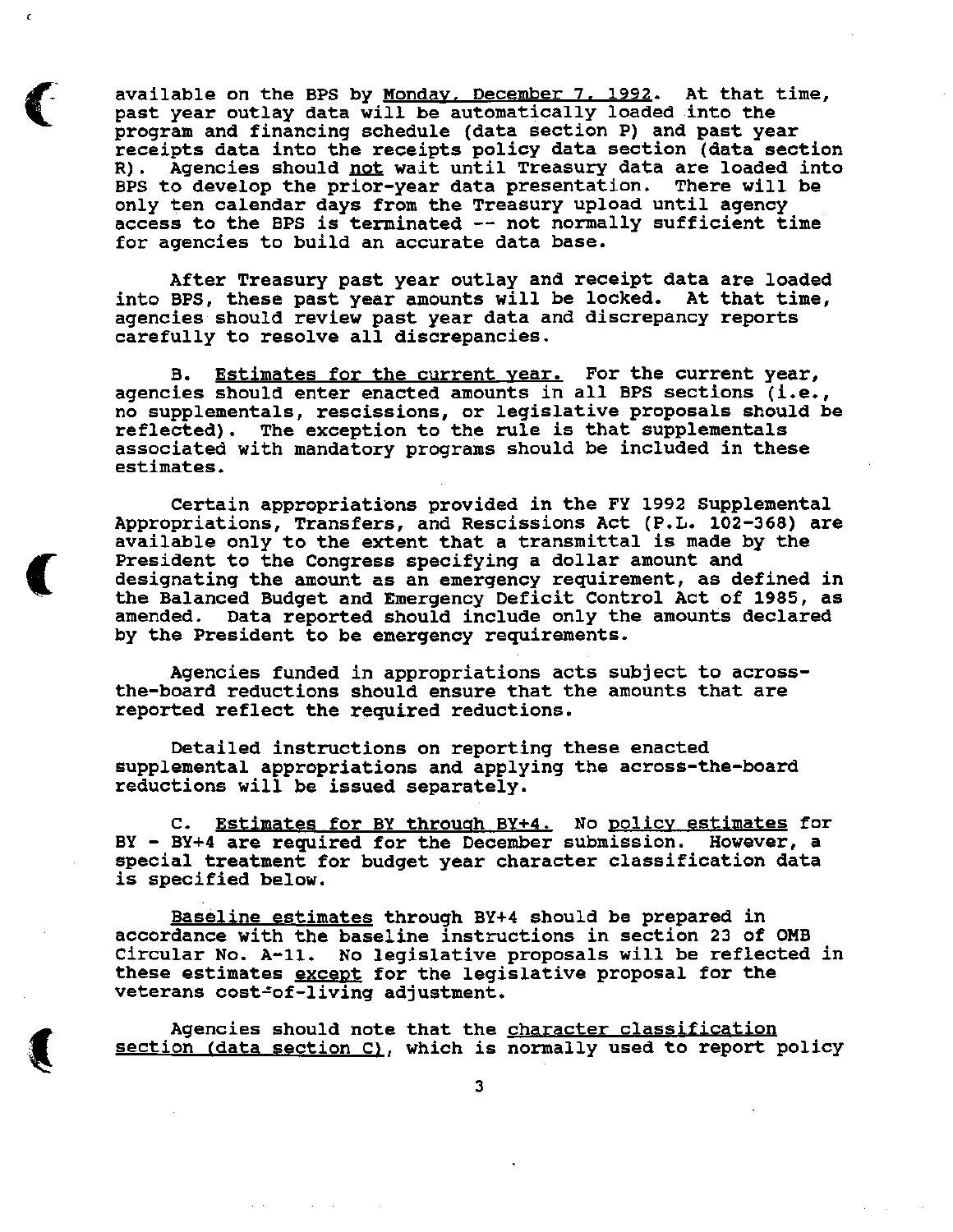available on the BPS by Monday, December 7, 1992. At that time, past year outlay data will be automatically loaded into the program and financing schedule (data section P) and past year receipts data into the receipts policy data section (data section R). Agencies should not wait until Treasury data are loaded into BPS to develop the prior-year data presentation. There will be only ten calendar days from the Treasury upload until agency access to the BPS is terminated -- not normally sufficient time for agencies to build an accurate data base.

After Treasury past year outlay and receipt data are loaded into BPS, these past year amounts will be locked. At that time, agencies should review past year data and discrepancy reports carefully to resolve all discrepancies.

B. Estimates for the current year. For the current year, agencies should enter enacted amounts in all BPS sections (i.e., no supplementals, rescissions, or legislative proposals should be reflected). The exception to the rule is that supplementals associated with mandatory programs should be included in these estimates.

Certain appropriations provided in the FY 1992 Supplemental Appropriations, Transfers, and Rescissions Act (P.L. 102-368) are available only to the extent that a transmittal is made by the President to the Congress specifying a dollar amount and designating the amount as an emergency requirement, as defined in the Balanced Budget and Emergency Deficit Control Act of 1985, as amended. Data reported should include only the amounts declared by the President to be emergency requirements.

Agencies funded in appropriations acts subject to across-the-board reductions should ensure that the amounts that are reported reflect the required reductions.

Detailed instructions on reporting these enacted supplemental appropriations and applying the across-the-board reductions will be issued separately.

C. Estimates for BY through BY+4. No policy estimates for BY - BY+4 are required for the December submission. However, a special treatment for budget year character classification data is specified below.

Baseline estimates through BY+4 should be prepared in accordance with the baseline instructions in section 23 of OMB Circular No. A-11. No legislative proposals will be reflected in these estimates except for the legislative proposal for the veterans cost-of-living adjustment.

Agencies should note that the character classification section (data section C), which is normally used to report policy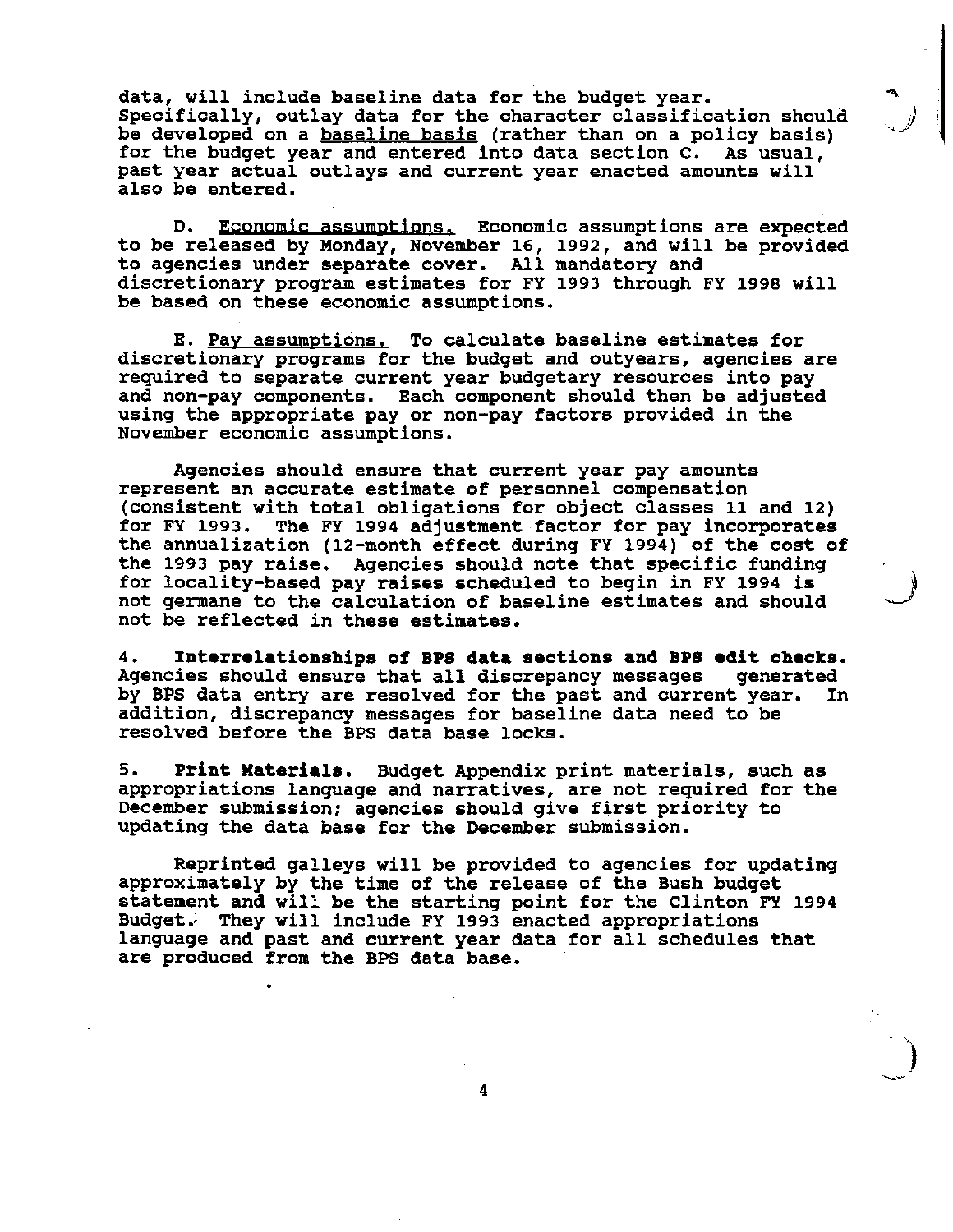data, will include baseline data for the budget year. Specifically, outlay data for the character classification should be developed on a baseline basis (rather than on a policy basis) for the budget year and entered into data section C. As usual, past year actual outlays and current year enacted amounts will also be entered.

D. Economic assumptions. Economic assumptions are expected to be released by Monday, November 16, 1992, and will be provided to agencies under separate cover. All mandatory and discretionary program estimates for FY 1993 through FY 1998 will be based on these economic assumptions.

E. Pay assumptions. To calculate baseline estimates for discretionary programs for the budget and outyears, agencies are required to separate current year budgetary resources into pay and non-pay components. Each component should then be adjusted using the appropriate pay or non-pay factors provided in the November economic assumptions.

Agencies should ensure that current year pay amounts represent an accurate estimate of personnel compensation (consistent with total obligations for object classes 11 and 12) for FY 1993. The FY 1994 adjustment factor for pay incorporates the annualization (12-month effect during FY 1994) of the cost of the 1993 pay raise. Agencies should note that specific funding for locality-based pay raises scheduled to begin in FY 1994 is not germane to the calculation of baseline estimates and should not be reflected in these estimates.

4. **Interrelationships of BPS data sections and BPS edit checks.** Agencies should ensure that all discrepancy messages generated by BPS data entry are resolved for the past and current year. In addition, discrepancy messages for baseline data need to be resolved before the BPS data base locks.

5. **Print Materials.** Budget Appendix print materials, such as appropriations language and narratives, are not required for the December submission; agencies should give first priority to updating the data base for the December submission.

Reprinted galleys will be provided to agencies for updating approximately by the time of the release of the Bush budget statement and will be the starting point for the Clinton FY 1994 Budget. They will include FY 1993 enacted appropriations language and past and current year data for all schedules that are produced from the BPS data base.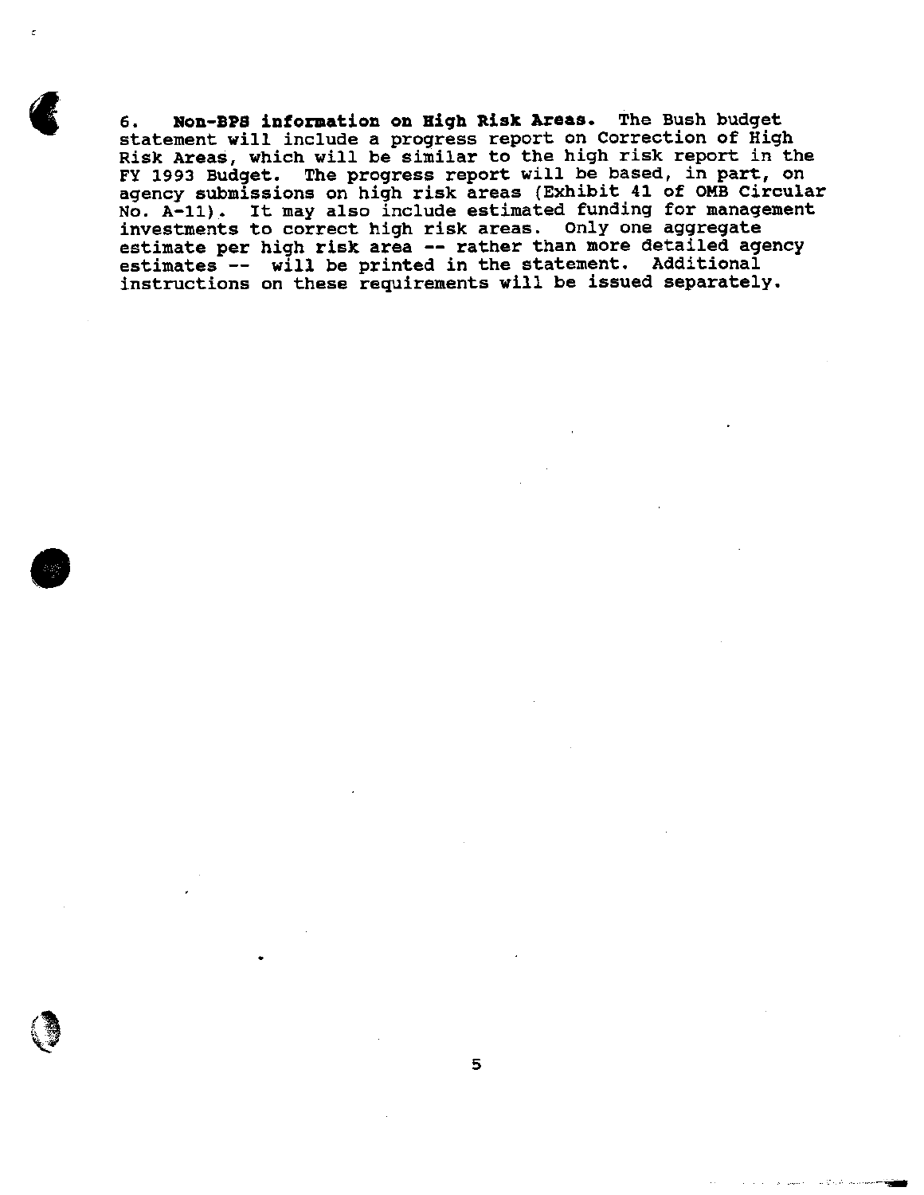6. **Non-BPS information on High Risk Areas.** The Bush budget statement will include a progress report on Correction of High Risk Areas, which will be similar to the high risk report in the FY 1993 Budget. The progress report will be based, in part, on agency submissions on high risk areas (Exhibit 41 of OMB Circular No. A-11). It may also include estimated funding for management investments to correct high risk areas. Only one aggregate estimate per high risk area -- rather than more detailed agency estimates -- will be printed in the statement. Additional instructions on these requirements will be issued separately.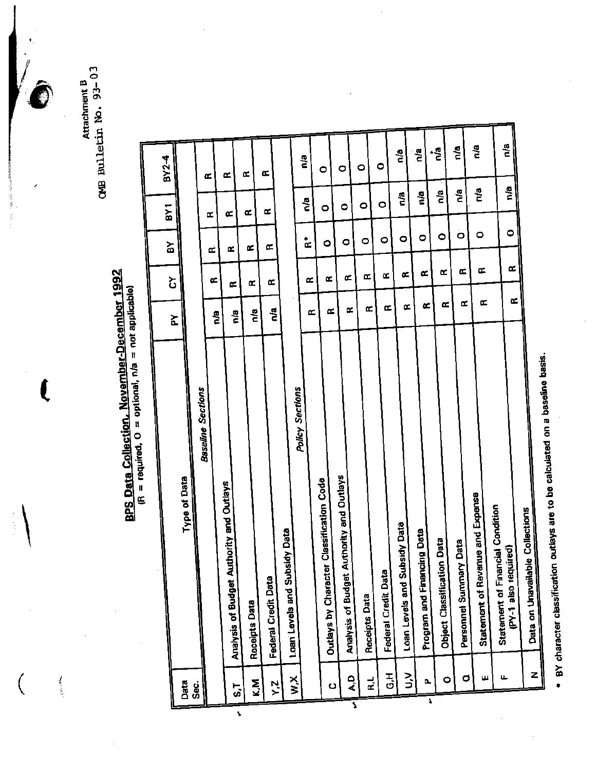Attachment B
OMB Bulletin No. 93-03

## BPS Data Collection, November-December 1992

(R = required, O = optional, n/a = not applicable)

| Data Sec. | Type of Data | PY | CY | BY | BY1 | BY2-4 |
|---|---|---|---|---|---|---|
| | *Baseline Sections* | | | | | |
| S,T | Analysis of Budget Authority and Outlays | n/a | R | R | R | R |
| K,M | Receipts Data | n/a | R | R | R | R |
| Y,Z | Federal Credit Data | n/a | R | R | R | R |
| W,X | Loan Levels and Subsidy Data | | | | | |
| | *Policy Sections* | | | | | |
| C | Outlays by Character Classification Code | R | R | R* | n/a | n/a |
| A,D | Analysis of Budget Authority and Outlays | R | R | O | O | O |
| R,L | Receipts Data | R | R | O | O | O |
| G,H | Federal Credit Data | R | R | O | O | O |
| U,V | Loan Levels and Subsidy Data | R | R | O | O | O |
| P | Program and Financing Data | R | R | O | n/a | n/a |
| O | Object Classification Data | R | R | O | n/a | n/a |
| Q | Personnel Summary Data | R | R | O | n/a | n/a |
| E | Statement of Revenue and Expense | R | R | O | n/a | n/a |
| F | Statement of Financial Condition (PY-1 also required) | R | R | O | n/a | n/a |
| N | Data on Unavailable Collections | | | | | |

\* BY character classification outlays are to be calculated on a baseline basis.